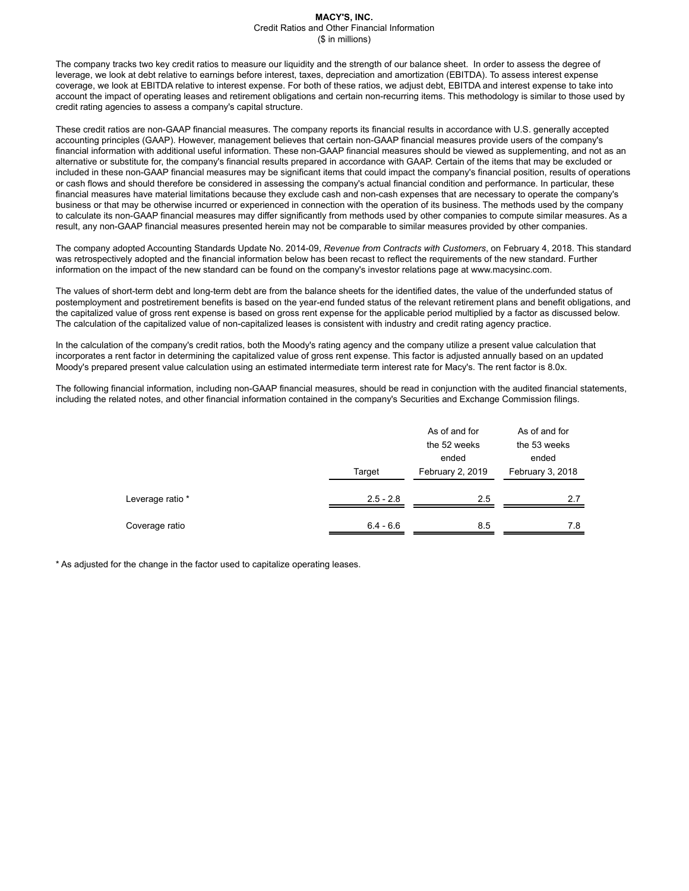# MACY'S, INC.

Credit Ratios and Other Financial Information

($ in millions)

The company tracks two key credit ratios to measure our liquidity and the strength of our balance sheet. In order to assess the degree of leverage, we look at debt relative to earnings before interest, taxes, depreciation and amortization (EBITDA). To assess interest expense coverage, we look at EBITDA relative to interest expense. For both of these ratios, we adjust debt, EBITDA and interest expense to take into account the impact of operating leases and retirement obligations and certain non-recurring items. This methodology is similar to those used by credit rating agencies to assess a company's capital structure.

These credit ratios are non-GAAP financial measures. The company reports its financial results in accordance with U.S. generally accepted accounting principles (GAAP). However, management believes that certain non-GAAP financial measures provide users of the company's financial information with additional useful information. These non-GAAP financial measures should be viewed as supplementing, and not as an alternative or substitute for, the company's financial results prepared in accordance with GAAP. Certain of the items that may be excluded or included in these non-GAAP financial measures may be significant items that could impact the company's financial position, results of operations or cash flows and should therefore be considered in assessing the company's actual financial condition and performance. In particular, these financial measures have material limitations because they exclude cash and non-cash expenses that are necessary to operate the company's business or that may be otherwise incurred or experienced in connection with the operation of its business. The methods used by the company to calculate its non-GAAP financial measures may differ significantly from methods used by other companies to compute similar measures. As a result, any non-GAAP financial measures presented herein may not be comparable to similar measures provided by other companies.

The company adopted Accounting Standards Update No. 2014-09, *Revenue from Contracts with Customers*, on February 4, 2018. This standard was retrospectively adopted and the financial information below has been recast to reflect the requirements of the new standard. Further information on the impact of the new standard can be found on the company's investor relations page at www.macysinc.com.

The values of short-term debt and long-term debt are from the balance sheets for the identified dates, the value of the underfunded status of postemployment and postretirement benefits is based on the year-end funded status of the relevant retirement plans and benefit obligations, and the capitalized value of gross rent expense is based on gross rent expense for the applicable period multiplied by a factor as discussed below. The calculation of the capitalized value of non-capitalized leases is consistent with industry and credit rating agency practice.

In the calculation of the company's credit ratios, both the Moody's rating agency and the company utilize a present value calculation that incorporates a rent factor in determining the capitalized value of gross rent expense. This factor is adjusted annually based on an updated Moody's prepared present value calculation using an estimated intermediate term interest rate for Macy's. The rent factor is 8.0x.

The following financial information, including non-GAAP financial measures, should be read in conjunction with the audited financial statements, including the related notes, and other financial information contained in the company's Securities and Exchange Commission filings.

| | Target | As of and for the 52 weeks ended February 2, 2019 | As of and for the 53 weeks ended February 3, 2018 |
|---|---|---|---|
| Leverage ratio * | 2.5 - 2.8 | 2.5 | 2.7 |
| Coverage ratio | 6.4 - 6.6 | 8.5 | 7.8 |

* As adjusted for the change in the factor used to capitalize operating leases.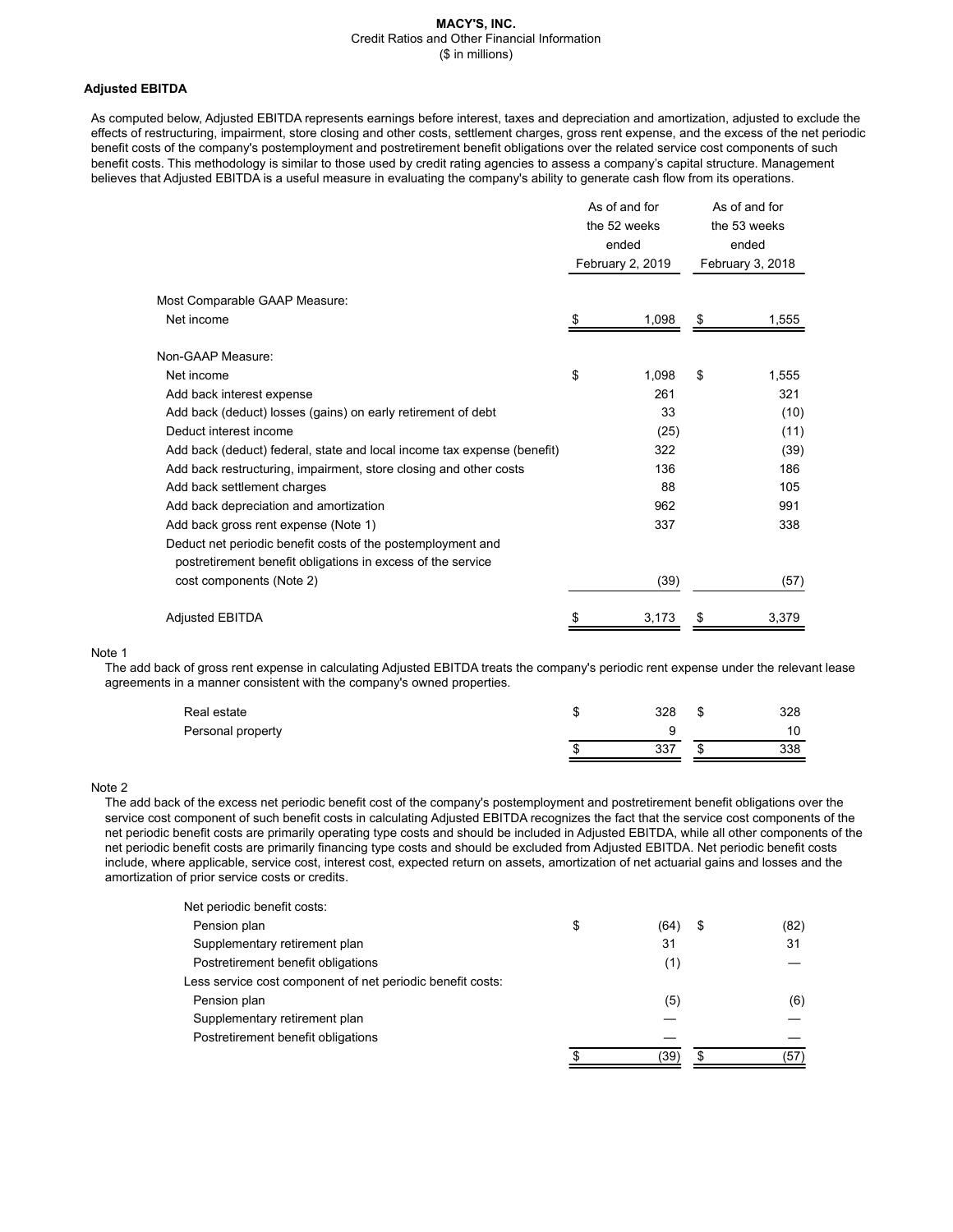**MACY'S, INC.**
Credit Ratios and Other Financial Information
($ in millions)

### Adjusted EBITDA

As computed below, Adjusted EBITDA represents earnings before interest, taxes and depreciation and amortization, adjusted to exclude the effects of restructuring, impairment, store closing and other costs, settlement charges, gross rent expense, and the excess of the net periodic benefit costs of the company's postemployment and postretirement benefit obligations over the related service cost components of such benefit costs. This methodology is similar to those used by credit rating agencies to assess a company's capital structure. Management believes that Adjusted EBITDA is a useful measure in evaluating the company's ability to generate cash flow from its operations.

| | As of and for the 52 weeks ended February 2, 2019 | As of and for the 53 weeks ended February 3, 2018 |
|---|---|---|
| Most Comparable GAAP Measure: | | |
| Net income | $ 1,098 | $ 1,555 |
| Non-GAAP Measure: | | |
| Net income | $ 1,098 | $ 1,555 |
| Add back interest expense | 261 | 321 |
| Add back (deduct) losses (gains) on early retirement of debt | 33 | (10) |
| Deduct interest income | (25) | (11) |
| Add back (deduct) federal, state and local income tax expense (benefit) | 322 | (39) |
| Add back restructuring, impairment, store closing and other costs | 136 | 186 |
| Add back settlement charges | 88 | 105 |
| Add back depreciation and amortization | 962 | 991 |
| Add back gross rent expense (Note 1) | 337 | 338 |
| Deduct net periodic benefit costs of the postemployment and postretirement benefit obligations in excess of the service cost components (Note 2) | (39) | (57) |
| Adjusted EBITDA | $ 3,173 | $ 3,379 |

Note 1
The add back of gross rent expense in calculating Adjusted EBITDA treats the company's periodic rent expense under the relevant lease agreements in a manner consistent with the company's owned properties.

| | 2019 | 2018 |
|---|---|---|
| Real estate | $ 328 | $ 328 |
| Personal property | 9 | 10 |
| | $ 337 | $ 338 |

Note 2
The add back of the excess net periodic benefit cost of the company's postemployment and postretirement benefit obligations over the service cost component of such benefit costs in calculating Adjusted EBITDA recognizes the fact that the service cost components of the net periodic benefit costs are primarily operating type costs and should be included in Adjusted EBITDA, while all other components of the net periodic benefit costs are primarily financing type costs and should be excluded from Adjusted EBITDA. Net periodic benefit costs include, where applicable, service cost, interest cost, expected return on assets, amortization of net actuarial gains and losses and the amortization of prior service costs or credits.

| | 2019 | 2018 |
|---|---|---|
| Net periodic benefit costs: | | |
| Pension plan | $ (64) | $ (82) |
| Supplementary retirement plan | 31 | 31 |
| Postretirement benefit obligations | (1) | — |
| Less service cost component of net periodic benefit costs: | | |
| Pension plan | (5) | (6) |
| Supplementary retirement plan | — | — |
| Postretirement benefit obligations | — | — |
| | $ (39) | $ (57) |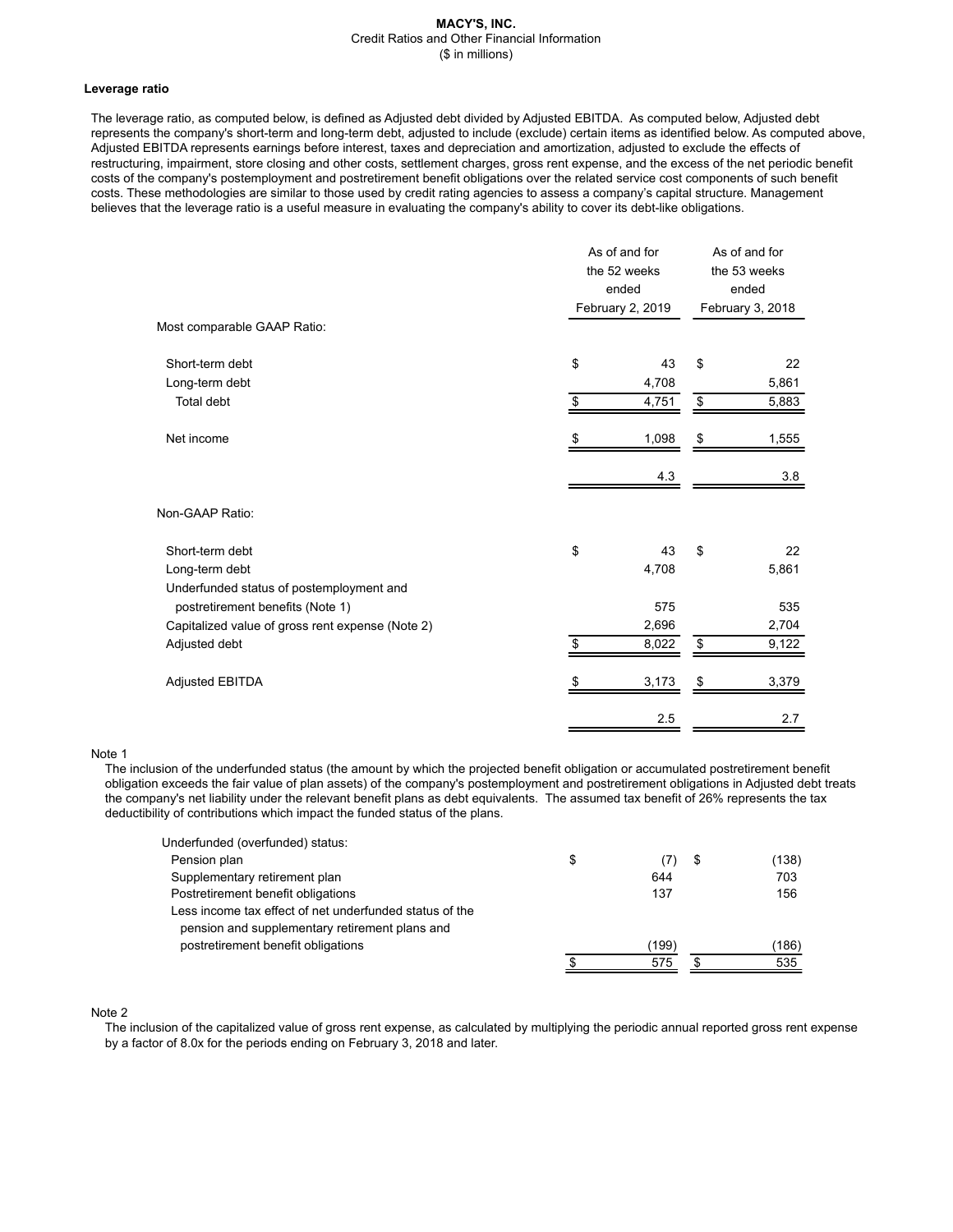**MACY'S, INC.**
Credit Ratios and Other Financial Information
($ in millions)

**Leverage ratio**

The leverage ratio, as computed below, is defined as Adjusted debt divided by Adjusted EBITDA. As computed below, Adjusted debt represents the company's short-term and long-term debt, adjusted to include (exclude) certain items as identified below. As computed above, Adjusted EBITDA represents earnings before interest, taxes and depreciation and amortization, adjusted to exclude the effects of restructuring, impairment, store closing and other costs, settlement charges, gross rent expense, and the excess of the net periodic benefit costs of the company's postemployment and postretirement benefit obligations over the related service cost components of such benefit costs. These methodologies are similar to those used by credit rating agencies to assess a company's capital structure. Management believes that the leverage ratio is a useful measure in evaluating the company's ability to cover its debt-like obligations.

| | As of and for the 52 weeks ended February 2, 2019 | As of and for the 53 weeks ended February 3, 2018 |
|---|---|---|
| Most comparable GAAP Ratio: | | |
| Short-term debt | $ 43 | $ 22 |
| Long-term debt | 4,708 | 5,861 |
| Total debt | $ 4,751 | $ 5,883 |
| Net income | $ 1,098 | $ 1,555 |
| | 4.3 | 3.8 |
| Non-GAAP Ratio: | | |
| Short-term debt | $ 43 | $ 22 |
| Long-term debt | 4,708 | 5,861 |
| Underfunded status of postemployment and postretirement benefits (Note 1) | 575 | 535 |
| Capitalized value of gross rent expense (Note 2) | 2,696 | 2,704 |
| Adjusted debt | $ 8,022 | $ 9,122 |
| Adjusted EBITDA | $ 3,173 | $ 3,379 |
| | 2.5 | 2.7 |

Note 1
The inclusion of the underfunded status (the amount by which the projected benefit obligation or accumulated postretirement benefit obligation exceeds the fair value of plan assets) of the company's postemployment and postretirement obligations in Adjusted debt treats the company's net liability under the relevant benefit plans as debt equivalents. The assumed tax benefit of 26% represents the tax deductibility of contributions which impact the funded status of the plans.

| | February 2, 2019 | February 3, 2018 |
|---|---|---|
| Underfunded (overfunded) status: | | |
| Pension plan | $ (7) | $ (138) |
| Supplementary retirement plan | 644 | 703 |
| Postretirement benefit obligations | 137 | 156 |
| Less income tax effect of net underfunded status of the pension and supplementary retirement plans and postretirement benefit obligations | (199) | (186) |
| | $ 575 | $ 535 |

Note 2
The inclusion of the capitalized value of gross rent expense, as calculated by multiplying the periodic annual reported gross rent expense by a factor of 8.0x for the periods ending on February 3, 2018 and later.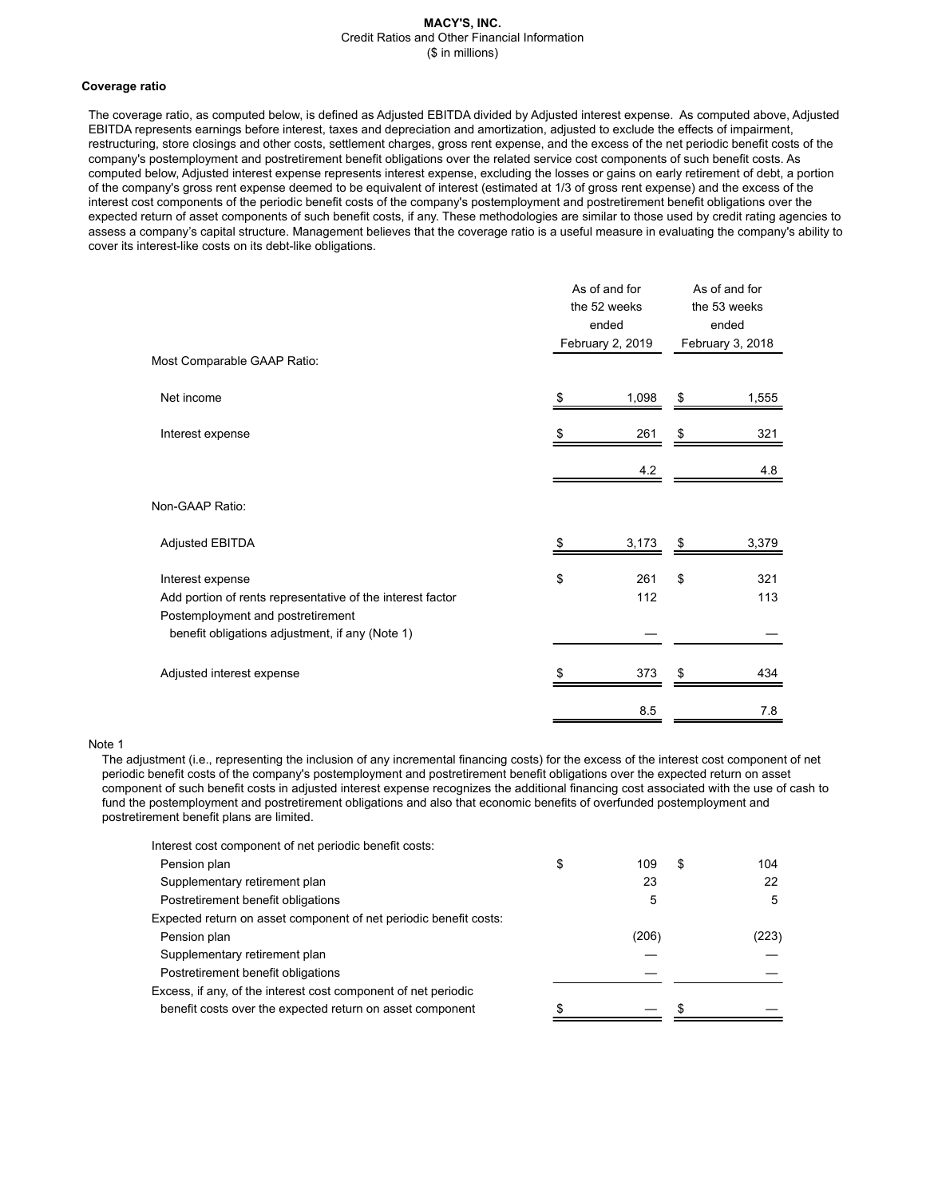**MACY'S, INC.**
Credit Ratios and Other Financial Information
($ in millions)

**Coverage ratio**

The coverage ratio, as computed below, is defined as Adjusted EBITDA divided by Adjusted interest expense. As computed above, Adjusted EBITDA represents earnings before interest, taxes and depreciation and amortization, adjusted to exclude the effects of impairment, restructuring, store closings and other costs, settlement charges, gross rent expense, and the excess of the net periodic benefit costs of the company's postemployment and postretirement benefit obligations over the related service cost components of such benefit costs. As computed below, Adjusted interest expense represents interest expense, excluding the losses or gains on early retirement of debt, a portion of the company's gross rent expense deemed to be equivalent of interest (estimated at 1/3 of gross rent expense) and the excess of the interest cost components of the periodic benefit costs of the company's postemployment and postretirement benefit obligations over the expected return of asset components of such benefit costs, if any. These methodologies are similar to those used by credit rating agencies to assess a company's capital structure. Management believes that the coverage ratio is a useful measure in evaluating the company's ability to cover its interest-like costs on its debt-like obligations.

| | As of and for the 52 weeks ended February 2, 2019 | As of and for the 53 weeks ended February 3, 2018 |
|---|---|---|
| Most Comparable GAAP Ratio: | | |
| Net income | $ 1,098 | $ 1,555 |
| Interest expense | $ 261 | $ 321 |
| | 4.2 | 4.8 |
| Non-GAAP Ratio: | | |
| Adjusted EBITDA | $ 3,173 | $ 3,379 |
| Interest expense | $ 261 | $ 321 |
| Add portion of rents representative of the interest factor | 112 | 113 |
| Postemployment and postretirement benefit obligations adjustment, if any (Note 1) | — | — |
| Adjusted interest expense | $ 373 | $ 434 |
| | 8.5 | 7.8 |

Note 1

The adjustment (i.e., representing the inclusion of any incremental financing costs) for the excess of the interest cost component of net periodic benefit costs of the company's postemployment and postretirement benefit obligations over the expected return on asset component of such benefit costs in adjusted interest expense recognizes the additional financing cost associated with the use of cash to fund the postemployment and postretirement obligations and also that economic benefits of overfunded postemployment and postretirement benefit plans are limited.

| | | |
|---|---|---|
| Interest cost component of net periodic benefit costs: | | |
| Pension plan | $ 109 | $ 104 |
| Supplementary retirement plan | 23 | 22 |
| Postretirement benefit obligations | 5 | 5 |
| Expected return on asset component of net periodic benefit costs: | | |
| Pension plan | (206) | (223) |
| Supplementary retirement plan | — | — |
| Postretirement benefit obligations | — | — |
| Excess, if any, of the interest cost component of net periodic benefit costs over the expected return on asset component | $ — | $ — |